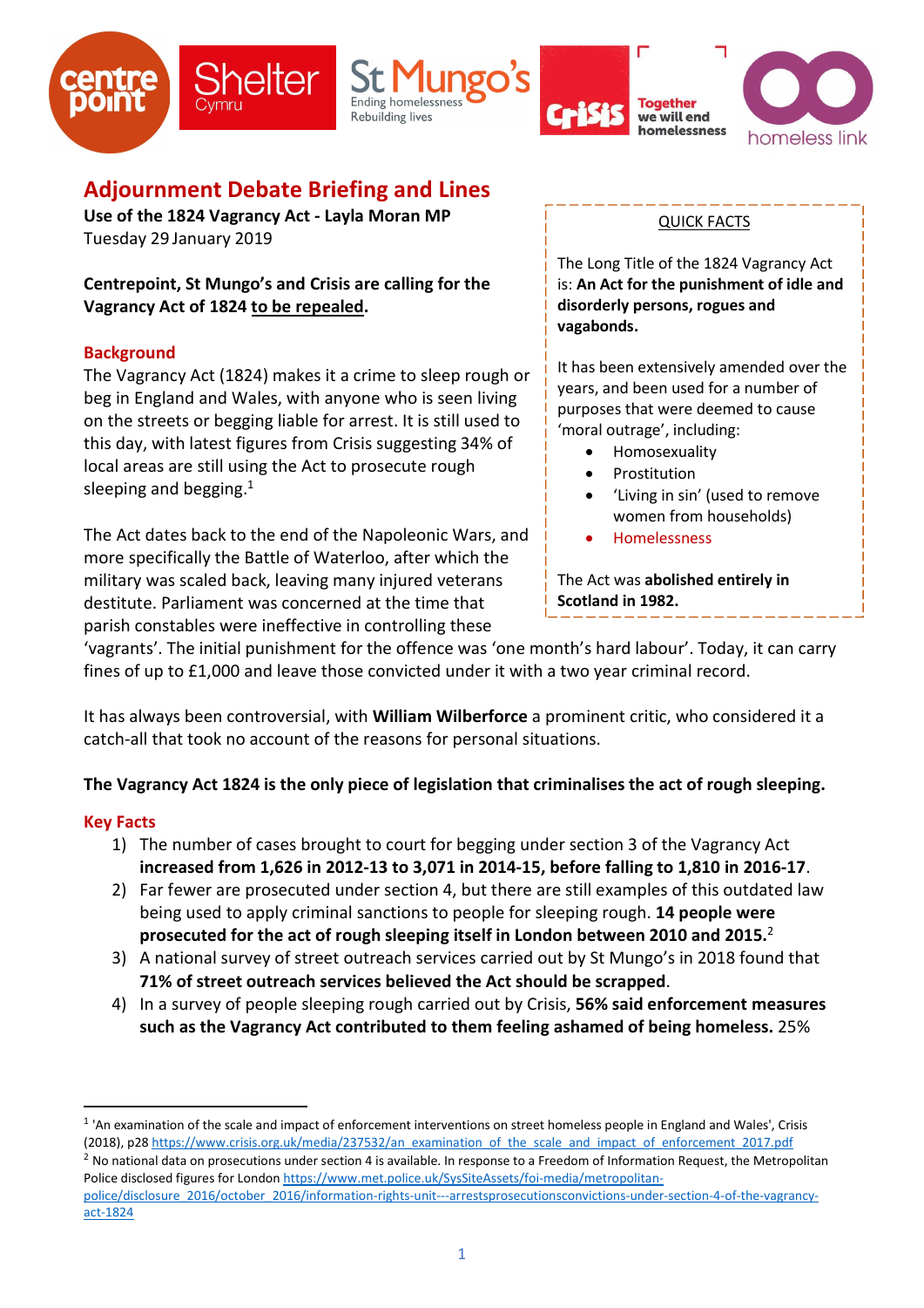# Adjournment Debate Briefing and Lines

**Use of the 1824 Vagrancy Act - Layla Moran MP**
Tuesday 29 January 2019

**Centrepoint, St Mungo's and Crisis are calling for the Vagrancy Act of 1824 to be repealed.**

## Background

The Vagrancy Act (1824) makes it a crime to sleep rough or beg in England and Wales, with anyone who is seen living on the streets or begging liable for arrest. It is still used to this day, with latest figures from Crisis suggesting 34% of local areas are still using the Act to prosecute rough sleeping and begging.[1]

The Act dates back to the end of the Napoleonic Wars, and more specifically the Battle of Waterloo, after which the military was scaled back, leaving many injured veterans destitute. Parliament was concerned at the time that parish constables were ineffective in controlling these 'vagrants'. The initial punishment for the offence was 'one month's hard labour'. Today, it can carry fines of up to £1,000 and leave those convicted under it with a two year criminal record.

It has always been controversial, with **William Wilberforce** a prominent critic, who considered it a catch-all that took no account of the reasons for personal situations.

> QUICK FACTS
>
> The Long Title of the 1824 Vagrancy Act is: **An Act for the punishment of idle and disorderly persons, rogues and vagabonds.**
>
> It has been extensively amended over the years, and been used for a number of purposes that were deemed to cause 'moral outrage', including:
>
> - Homosexuality
> - Prostitution
> - 'Living in sin' (used to remove women from households)
> - Homelessness
>
> The Act was **abolished entirely in Scotland in 1982.**

**The Vagrancy Act 1824 is the only piece of legislation that criminalises the act of rough sleeping.**

## Key Facts

1) The number of cases brought to court for begging under section 3 of the Vagrancy Act **increased from 1,626 in 2012-13 to 3,071 in 2014-15, before falling to 1,810 in 2016-17**.
2) Far fewer are prosecuted under section 4, but there are still examples of this outdated law being used to apply criminal sanctions to people for sleeping rough. **14 people were prosecuted for the act of rough sleeping itself in London between 2010 and 2015.**[2]
3) A national survey of street outreach services carried out by St Mungo's in 2018 found that **71% of street outreach services believed the Act should be scrapped**.
4) In a survey of people sleeping rough carried out by Crisis, **56% said enforcement measures such as the Vagrancy Act contributed to them feeling ashamed of being homeless.** 25%

---

[1] 'An examination of the scale and impact of enforcement interventions on street homeless people in England and Wales', Crisis (2018), p28 https://www.crisis.org.uk/media/237532/an_examination_of_the_scale_and_impact_of_enforcement_2017.pdf

[2] No national data on prosecutions under section 4 is available. In response to a Freedom of Information Request, the Metropolitan Police disclosed figures for London https://www.met.police.uk/SysSiteAssets/foi-media/metropolitan-police/disclosure_2016/october_2016/information-rights-unit---arrestsprosecutionsconvictions-under-section-4-of-the-vagrancy-act-1824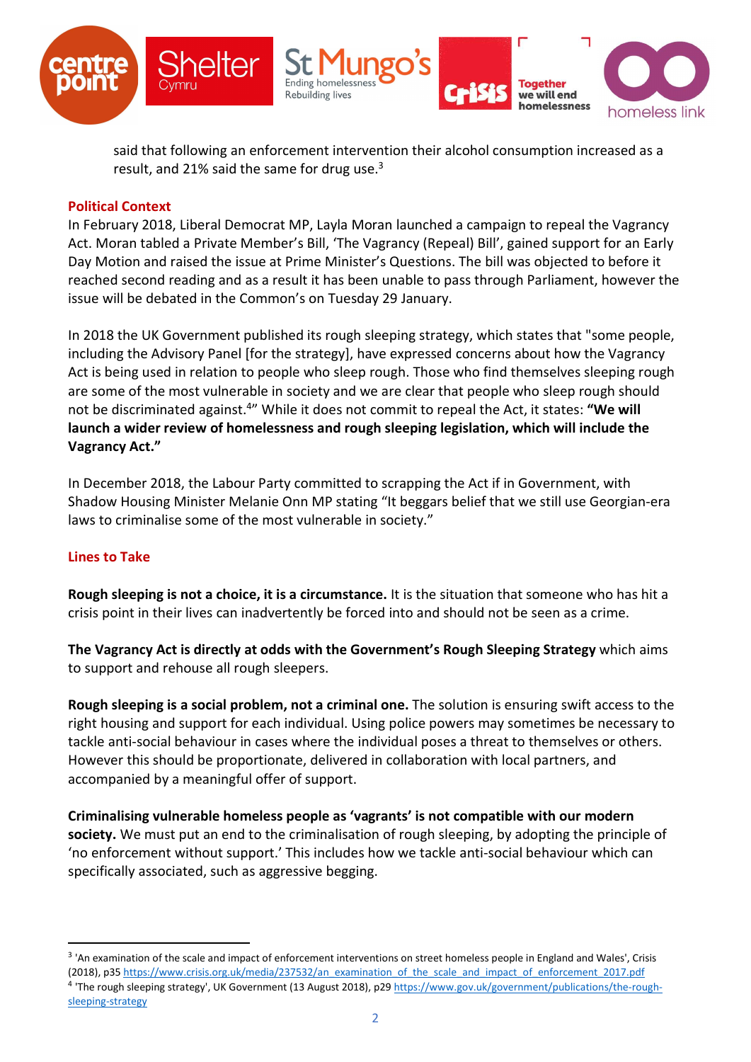said that following an enforcement intervention their alcohol consumption increased as a result, and 21% said the same for drug use.[3]

## Political Context

In February 2018, Liberal Democrat MP, Layla Moran launched a campaign to repeal the Vagrancy Act. Moran tabled a Private Member's Bill, 'The Vagrancy (Repeal) Bill', gained support for an Early Day Motion and raised the issue at Prime Minister's Questions. The bill was objected to before it reached second reading and as a result it has been unable to pass through Parliament, however the issue will be debated in the Common's on Tuesday 29 January.

In 2018 the UK Government published its rough sleeping strategy, which states that "some people, including the Advisory Panel [for the strategy], have expressed concerns about how the Vagrancy Act is being used in relation to people who sleep rough. Those who find themselves sleeping rough are some of the most vulnerable in society and we are clear that people who sleep rough should not be discriminated against.[4]" While it does not commit to repeal the Act, it states: **"We will launch a wider review of homelessness and rough sleeping legislation, which will include the Vagrancy Act."**

In December 2018, the Labour Party committed to scrapping the Act if in Government, with Shadow Housing Minister Melanie Onn MP stating "It beggars belief that we still use Georgian-era laws to criminalise some of the most vulnerable in society."

## Lines to Take

**Rough sleeping is not a choice, it is a circumstance.** It is the situation that someone who has hit a crisis point in their lives can inadvertently be forced into and should not be seen as a crime.

**The Vagrancy Act is directly at odds with the Government's Rough Sleeping Strategy** which aims to support and rehouse all rough sleepers.

**Rough sleeping is a social problem, not a criminal one.** The solution is ensuring swift access to the right housing and support for each individual. Using police powers may sometimes be necessary to tackle anti-social behaviour in cases where the individual poses a threat to themselves or others. However this should be proportionate, delivered in collaboration with local partners, and accompanied by a meaningful offer of support.

**Criminalising vulnerable homeless people as 'vagrants' is not compatible with our modern society.** We must put an end to the criminalisation of rough sleeping, by adopting the principle of 'no enforcement without support.' This includes how we tackle anti-social behaviour which can specifically associated, such as aggressive begging.

---

[3] 'An examination of the scale and impact of enforcement interventions on street homeless people in England and Wales', Crisis (2018), p35 https://www.crisis.org.uk/media/237532/an_examination_of_the_scale_and_impact_of_enforcement_2017.pdf

[4] 'The rough sleeping strategy', UK Government (13 August 2018), p29 https://www.gov.uk/government/publications/the-rough-sleeping-strategy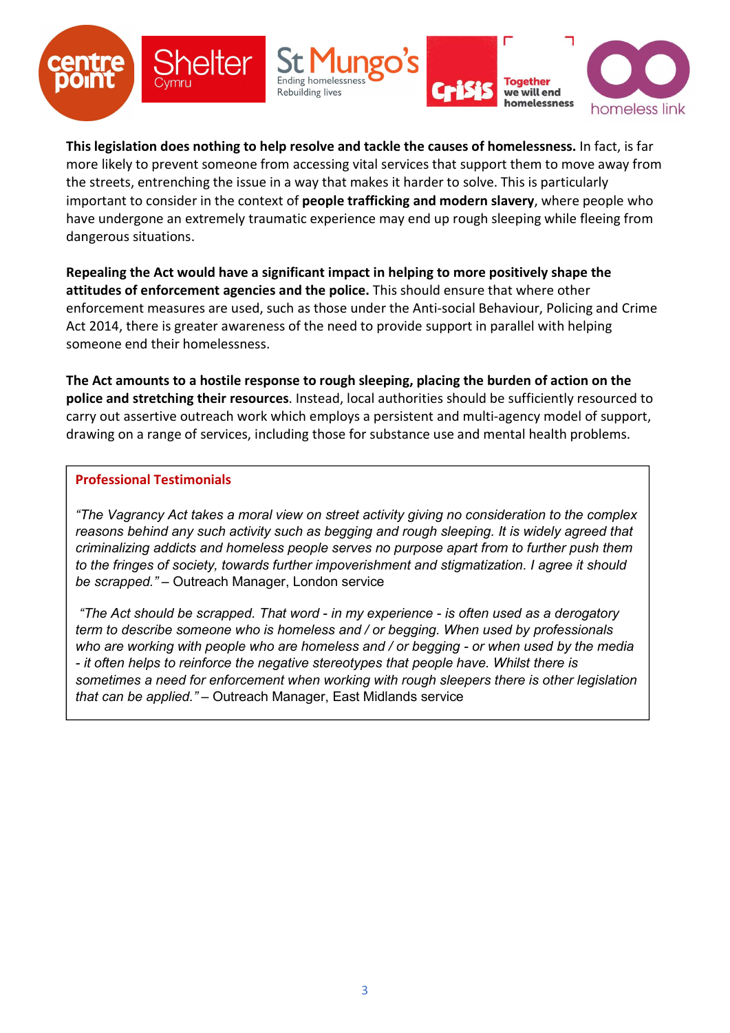**This legislation does nothing to help resolve and tackle the causes of homelessness.** In fact, is far more likely to prevent someone from accessing vital services that support them to move away from the streets, entrenching the issue in a way that makes it harder to solve. This is particularly important to consider in the context of **people trafficking and modern slavery**, where people who have undergone an extremely traumatic experience may end up rough sleeping while fleeing from dangerous situations.

**Repealing the Act would have a significant impact in helping to more positively shape the attitudes of enforcement agencies and the police.** This should ensure that where other enforcement measures are used, such as those under the Anti-social Behaviour, Policing and Crime Act 2014, there is greater awareness of the need to provide support in parallel with helping someone end their homelessness.

**The Act amounts to a hostile response to rough sleeping, placing the burden of action on the police and stretching their resources**. Instead, local authorities should be sufficiently resourced to carry out assertive outreach work which employs a persistent and multi-agency model of support, drawing on a range of services, including those for substance use and mental health problems.

**Professional Testimonials**

*"The Vagrancy Act takes a moral view on street activity giving no consideration to the complex reasons behind any such activity such as begging and rough sleeping. It is widely agreed that criminalizing addicts and homeless people serves no purpose apart from to further push them to the fringes of society, towards further impoverishment and stigmatization. I agree it should be scrapped."* – Outreach Manager, London service

*"The Act should be scrapped. That word - in my experience - is often used as a derogatory term to describe someone who is homeless and / or begging. When used by professionals who are working with people who are homeless and / or begging - or when used by the media - it often helps to reinforce the negative stereotypes that people have. Whilst there is sometimes a need for enforcement when working with rough sleepers there is other legislation that can be applied."* – Outreach Manager, East Midlands service